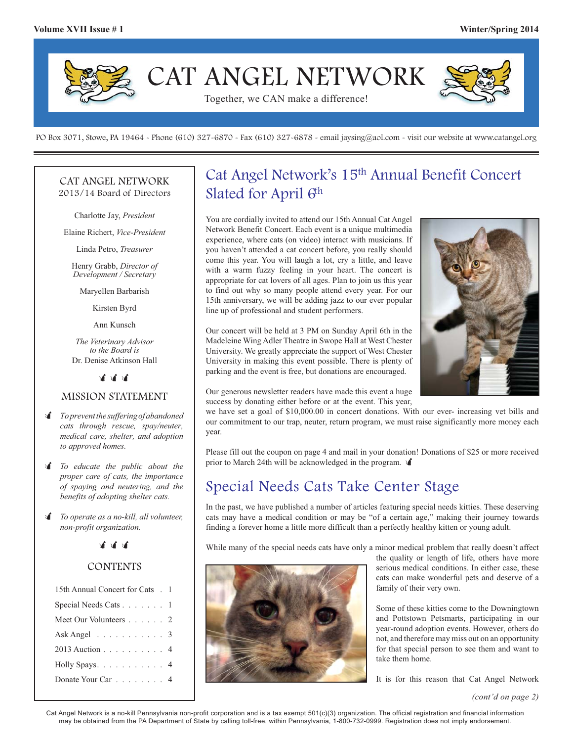# CAT ANGEL NETWORK

Together, we CAN make a difference!

PO Box 3071, Stowe, PA 19464 ~ Phone (610) 327-6870 ~ Fax (610) 327-6878 ~ email jaysing@aol.com ~ visit our website at www.catangel.org

## CAT ANGEL NETWORK
2013/14 Board of Directors

Charlotte Jay, *President*

Elaine Richert, *Vice-President*

Linda Petro, *Treasurer*

Henry Grabb, *Director of Development / Secretary*

Maryellen Barbarish

Kirsten Byrd

Ann Kunsch

*The Veterinary Advisor to the Board is*
Dr. Denise Atkinson Hall

## MISSION STATEMENT

- *To prevent the suffering of abandoned cats through rescue, spay/neuter, medical care, shelter, and adoption to approved homes.*
- *To educate the public about the proper care of cats, the importance of spaying and neutering, and the benefits of adopting shelter cats.*
- *To operate as a no-kill, all volunteer, non-profit organization.*

## CONTENTS

| | |
|---|---|
| 15th Annual Concert for Cats | 1 |
| Special Needs Cats | 1 |
| Meet Our Volunteers | 2 |
| Ask Angel | 3 |
| 2013 Auction | 4 |
| Holly Spays | 4 |
| Donate Your Car | 4 |

## Cat Angel Network's 15th Annual Benefit Concert Slated for April 6th

You are cordially invited to attend our 15th Annual Cat Angel Network Benefit Concert. Each event is a unique multimedia experience, where cats (on video) interact with musicians. If you haven't attended a cat concert before, you really should come this year. You will laugh a lot, cry a little, and leave with a warm fuzzy feeling in your heart. The concert is appropriate for cat lovers of all ages. Plan to join us this year to find out why so many people attend every year. For our 15th anniversary, we will be adding jazz to our ever popular line up of professional and student performers.

Our concert will be held at 3 PM on Sunday April 6th in the Madeleine Wing Adler Theatre in Swope Hall at West Chester University. We greatly appreciate the support of West Chester University in making this event possible. There is plenty of parking and the event is free, but donations are encouraged.

Our generous newsletter readers have made this event a huge success by donating either before or at the event. This year, we have set a goal of $10,000.00 in concert donations. With our ever- increasing vet bills and our commitment to our trap, neuter, return program, we must raise significantly more money each year.

Please fill out the coupon on page 4 and mail in your donation! Donations of $25 or more received prior to March 24th will be acknowledged in the program.

## Special Needs Cats Take Center Stage

In the past, we have published a number of articles featuring special needs kitties. These deserving cats may have a medical condition or may be "of a certain age," making their journey towards finding a forever home a little more difficult than a perfectly healthy kitten or young adult.

While many of the special needs cats have only a minor medical problem that really doesn't affect the quality or length of life, others have more serious medical conditions. In either case, these cats can make wonderful pets and deserve of a family of their very own.

Some of these kitties come to the Downingtown and Pottstown Petsmarts, participating in our year-round adoption events. However, others do not, and therefore may miss out on an opportunity for that special person to see them and want to take them home.

It is for this reason that Cat Angel Network

*(cont'd on page 2)*

Cat Angel Network is a no-kill Pennsylvania non-profit corporation and is a tax exempt 501(c)(3) organization. The official registration and financial information may be obtained from the PA Department of State by calling toll-free, within Pennsylvania, 1-800-732-0999. Registration does not imply endorsement.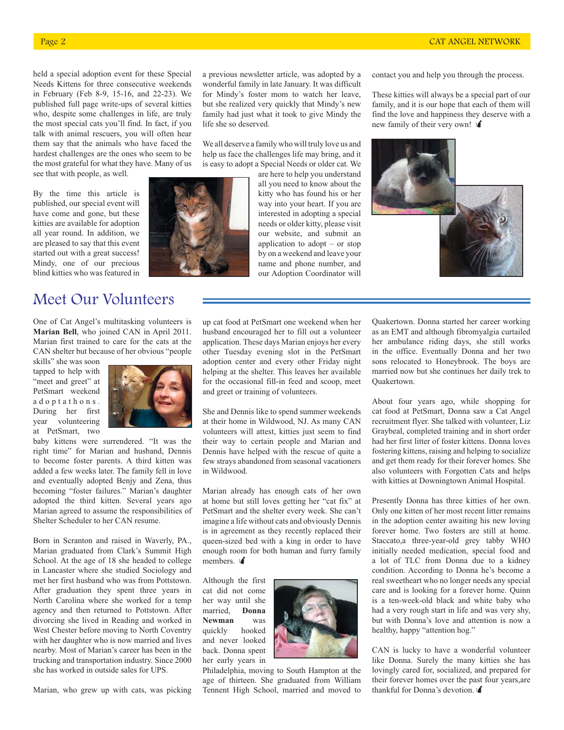held a special adoption event for these Special Needs Kittens for three consecutive weekends in February (Feb 8-9, 15-16, and 22-23). We published full page write-ups of several kitties who, despite some challenges in life, are truly the most special cats you'll find. In fact, if you talk with animal rescuers, you will often hear them say that the animals who have faced the hardest challenges are the ones who seem to be the most grateful for what they have. Many of us see that with people, as well.

By the time this article is published, our special event will have come and gone, but these kitties are available for adoption all year round. In addition, we are pleased to say that this event started out with a great success! Mindy, one of our precious blind kitties who was featured in a previous newsletter article, was adopted by a wonderful family in late January. It was difficult for Mindy's foster mom to watch her leave, but she realized very quickly that Mindy's new family had just what it took to give Mindy the life she so deserved.

We all deserve a family who will truly love us and help us face the challenges life may bring, and it is easy to adopt a Special Needs or older cat. We are here to help you understand all you need to know about the kitty who has found his or her way into your heart. If you are interested in adopting a special needs or older kitty, please visit our website, and submit an application to adopt – or stop by on a weekend and leave your name and phone number, and our Adoption Coordinator will contact you and help you through the process.

These kitties will always be a special part of our family, and it is our hope that each of them will find the love and happiness they deserve with a new family of their very own!

## Meet Our Volunteers

One of Cat Angel's multitasking volunteers is **Marian Bell**, who joined CAN in April 2011. Marian first trained to care for the cats at the CAN shelter but because of her obvious "people skills" she was soon tapped to help with "meet and greet" at PetSmart weekend adoptathons. During her first year volunteering at PetSmart, two baby kittens were surrendered. "It was the right time" for Marian and husband, Dennis to become foster parents. A third kitten was added a few weeks later. The family fell in love and eventually adopted Benjy and Zena, thus becoming "foster failures." Marian's daughter adopted the third kitten. Several years ago Marian agreed to assume the responsibilities of Shelter Scheduler to her CAN resume.

Born in Scranton and raised in Waverly, PA., Marian graduated from Clark's Summit High School. At the age of 18 she headed to college in Lancaster where she studied Sociology and met her first husband who was from Pottstown. After graduation they spent three years in North Carolina where she worked for a temp agency and then returned to Pottstown. After divorcing she lived in Reading and worked in West Chester before moving to North Coventry with her daughter who is now married and lives nearby. Most of Marian's career has been in the trucking and transportation industry. Since 2000 she has worked in outside sales for UPS.

Marian, who grew up with cats, was picking up cat food at PetSmart one weekend when her husband encouraged her to fill out a volunteer application. These days Marian enjoys her every other Tuesday evening slot in the PetSmart adoption center and every other Friday night helping at the shelter. This leaves her available for the occasional fill-in feed and scoop, meet and greet or training of volunteers.

She and Dennis like to spend summer weekends at their home in Wildwood, NJ. As many CAN volunteers will attest, kitties just seem to find their way to certain people and Marian and Dennis have helped with the rescue of quite a few strays abandoned from seasonal vacationers in Wildwood.

Marian already has enough cats of her own at home but still loves getting her "cat fix" at PetSmart and the shelter every week. She can't imagine a life without cats and obviously Dennis is in agreement as they recently replaced their queen-sized bed with a king in order to have enough room for both human and furry family members.

Although the first cat did not come her way until she married, **Donna Newman** was quickly hooked and never looked back. Donna spent her early years in Philadelphia, moving to South Hampton at the age of thirteen. She graduated from William Tennent High School, married and moved to Quakertown. Donna started her career working as an EMT and although fibromyalgia curtailed her ambulance riding days, she still works in the office. Eventually Donna and her two sons relocated to Honeybrook. The boys are married now but she continues her daily trek to Quakertown.

About four years ago, while shopping for cat food at PetSmart, Donna saw a Cat Angel recruitment flyer. She talked with volunteer, Liz Graybeal, completed training and in short order had her first litter of foster kittens. Donna loves fostering kittens, raising and helping to socialize and get them ready for their forever homes. She also volunteers with Forgotten Cats and helps with kitties at Downingtown Animal Hospital.

Presently Donna has three kitties of her own. Only one kitten of her most recent litter remains in the adoption center awaiting his new loving forever home. Two fosters are still at home. Staccato,a three-year-old grey tabby WHO initially needed medication, special food and a lot of TLC from Donna due to a kidney condition. According to Donna he's become a real sweetheart who no longer needs any special care and is looking for a forever home. Quinn is a ten-week-old black and white baby who had a very rough start in life and was very shy, but with Donna's love and attention is now a healthy, happy "attention hog."

CAN is lucky to have a wonderful volunteer like Donna. Surely the many kitties she has lovingly cared for, socialized, and prepared for their forever homes over the past four years,are thankful for Donna's devotion.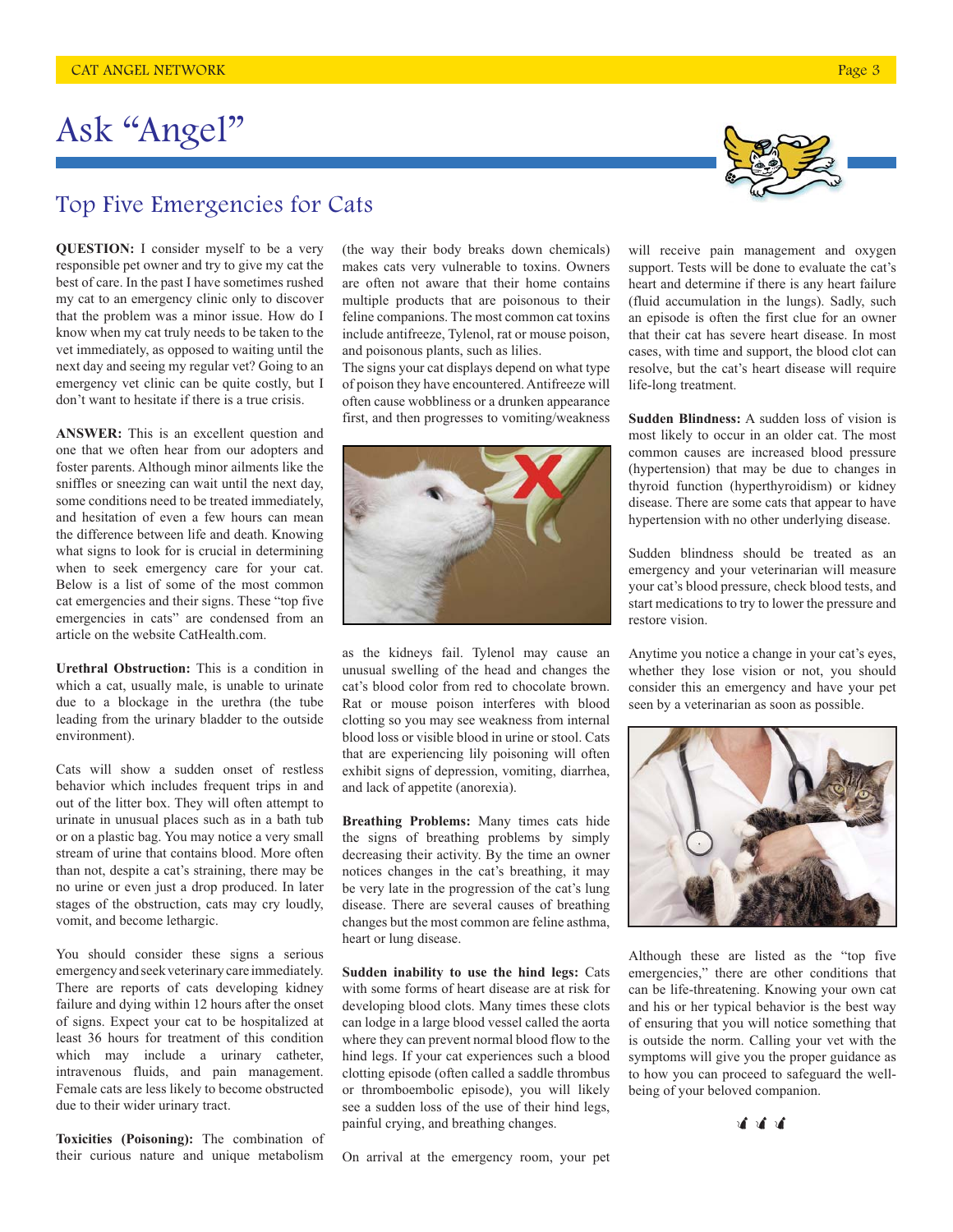# Ask "Angel"

## Top Five Emergencies for Cats

**QUESTION:** I consider myself to be a very responsible pet owner and try to give my cat the best of care. In the past I have sometimes rushed my cat to an emergency clinic only to discover that the problem was a minor issue. How do I know when my cat truly needs to be taken to the vet immediately, as opposed to waiting until the next day and seeing my regular vet? Going to an emergency vet clinic can be quite costly, but I don't want to hesitate if there is a true crisis.

**ANSWER:** This is an excellent question and one that we often hear from our adopters and foster parents. Although minor ailments like the sniffles or sneezing can wait until the next day, some conditions need to be treated immediately, and hesitation of even a few hours can mean the difference between life and death. Knowing what signs to look for is crucial in determining when to seek emergency care for your cat. Below is a list of some of the most common cat emergencies and their signs. These "top five emergencies in cats" are condensed from an article on the website CatHealth.com.

**Urethral Obstruction:** This is a condition in which a cat, usually male, is unable to urinate due to a blockage in the urethra (the tube leading from the urinary bladder to the outside environment).

Cats will show a sudden onset of restless behavior which includes frequent trips in and out of the litter box. They will often attempt to urinate in unusual places such as in a bath tub or on a plastic bag. You may notice a very small stream of urine that contains blood. More often than not, despite a cat's straining, there may be no urine or even just a drop produced. In later stages of the obstruction, cats may cry loudly, vomit, and become lethargic.

You should consider these signs a serious emergency and seek veterinary care immediately. There are reports of cats developing kidney failure and dying within 12 hours after the onset of signs. Expect your cat to be hospitalized at least 36 hours for treatment of this condition which may include a urinary catheter, intravenous fluids, and pain management. Female cats are less likely to become obstructed due to their wider urinary tract.

**Toxicities (Poisoning):** The combination of their curious nature and unique metabolism (the way their body breaks down chemicals) makes cats very vulnerable to toxins. Owners are often not aware that their home contains multiple products that are poisonous to their feline companions. The most common cat toxins include antifreeze, Tylenol, rat or mouse poison, and poisonous plants, such as lilies.

The signs your cat displays depend on what type of poison they have encountered. Antifreeze will often cause wobbliness or a drunken appearance first, and then progresses to vomiting/weakness as the kidneys fail. Tylenol may cause an unusual swelling of the head and changes the cat's blood color from red to chocolate brown. Rat or mouse poison interferes with blood clotting so you may see weakness from internal blood loss or visible blood in urine or stool. Cats that are experiencing lily poisoning will often exhibit signs of depression, vomiting, diarrhea, and lack of appetite (anorexia).

**Breathing Problems:** Many times cats hide the signs of breathing problems by simply decreasing their activity. By the time an owner notices changes in the cat's breathing, it may be very late in the progression of the cat's lung disease. There are several causes of breathing changes but the most common are feline asthma, heart or lung disease.

**Sudden inability to use the hind legs:** Cats with some forms of heart disease are at risk for developing blood clots. Many times these clots can lodge in a large blood vessel called the aorta where they can prevent normal blood flow to the hind legs. If your cat experiences such a blood clotting episode (often called a saddle thrombus or thromboembolic episode), you will likely see a sudden loss of the use of their hind legs, painful crying, and breathing changes.

On arrival at the emergency room, your pet will receive pain management and oxygen support. Tests will be done to evaluate the cat's heart and determine if there is any heart failure (fluid accumulation in the lungs). Sadly, such an episode is often the first clue for an owner that their cat has severe heart disease. In most cases, with time and support, the blood clot can resolve, but the cat's heart disease will require life-long treatment.

**Sudden Blindness:** A sudden loss of vision is most likely to occur in an older cat. The most common causes are increased blood pressure (hypertension) that may be due to changes in thyroid function (hyperthyroidism) or kidney disease. There are some cats that appear to have hypertension with no other underlying disease.

Sudden blindness should be treated as an emergency and your veterinarian will measure your cat's blood pressure, check blood tests, and start medications to try to lower the pressure and restore vision.

Anytime you notice a change in your cat's eyes, whether they lose vision or not, you should consider this an emergency and have your pet seen by a veterinarian as soon as possible.

Although these are listed as the "top five emergencies," there are other conditions that can be life-threatening. Knowing your own cat and his or her typical behavior is the best way of ensuring that you will notice something that is outside the norm. Calling your vet with the symptoms will give you the proper guidance as to how you can proceed to safeguard the well-being of your beloved companion.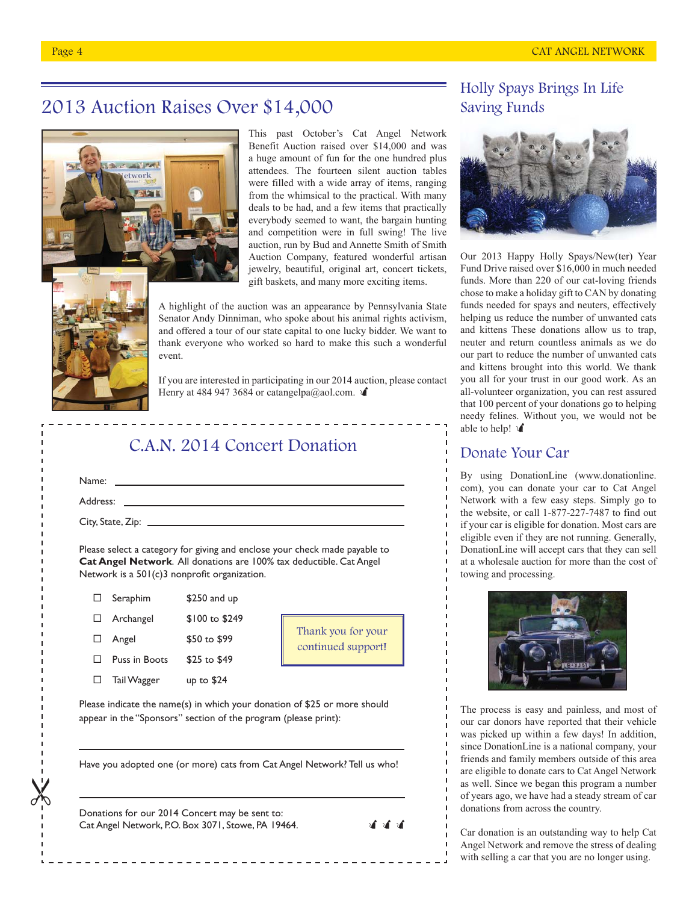## 2013 Auction Raises Over $14,000

This past October's Cat Angel Network Benefit Auction raised over $14,000 and was a huge amount of fun for the one hundred plus attendees. The fourteen silent auction tables were filled with a wide array of items, ranging from the whimsical to the practical. With many deals to be had, and a few items that practically everybody seemed to want, the bargain hunting and competition were in full swing! The live auction, run by Bud and Annette Smith of Smith Auction Company, featured wonderful artisan jewelry, beautiful, original art, concert tickets, gift baskets, and many more exciting items.

A highlight of the auction was an appearance by Pennsylvania State Senator Andy Dinniman, who spoke about his animal rights activism, and offered a tour of our state capital to one lucky bidder. We want to thank everyone who worked so hard to make this such a wonderful event.

If you are interested in participating in our 2014 auction, please contact Henry at 484 947 3684 or catangelpa@aol.com.

### C.A.N. 2014 Concert Donation

Name: ______________________________

Address: ______________________________

City, State, Zip: ______________________________

Please select a category for giving and enclose your check made payable to **Cat Angel Network**. All donations are 100% tax deductible. Cat Angel Network is a 501(c)3 nonprofit organization.

- ☐ Seraphim — $250 and up
- ☐ Archangel — $100 to $249
- ☐ Angel — $50 to $99
- ☐ Puss in Boots — $25 to $49
- ☐ Tail Wagger — up to $24

Thank you for your continued support!

Please indicate the name(s) in which your donation of $25 or more should appear in the "Sponsors" section of the program (please print):

______________________________

Have you adopted one (or more) cats from Cat Angel Network? Tell us who!

______________________________

Donations for our 2014 Concert may be sent to:
Cat Angel Network, P.O. Box 3071, Stowe, PA 19464.

## Holly Spays Brings In Life Saving Funds

Our 2013 Happy Holly Spays/New(ter) Year Fund Drive raised over $16,000 in much needed funds. More than 220 of our cat-loving friends chose to make a holiday gift to CAN by donating funds needed for spays and neuters, effectively helping us reduce the number of unwanted cats and kittens These donations allow us to trap, neuter and return countless animals as we do our part to reduce the number of unwanted cats and kittens brought into this world. We thank you all for your trust in our good work. As an all-volunteer organization, you can rest assured that 100 percent of your donations go to helping needy felines. Without you, we would not be able to help!

## Donate Your Car

By using DonationLine (www.donationline.com), you can donate your car to Cat Angel Network with a few easy steps. Simply go to the website, or call 1-877-227-7487 to find out if your car is eligible for donation. Most cars are eligible even if they are not running. Generally, DonationLine will accept cars that they can sell at a wholesale auction for more than the cost of towing and processing.

The process is easy and painless, and most of our car donors have reported that their vehicle was picked up within a few days! In addition, since DonationLine is a national company, your friends and family members outside of this area are eligible to donate cars to Cat Angel Network as well. Since we began this program a number of years ago, we have had a steady stream of car donations from across the country.

Car donation is an outstanding way to help Cat Angel Network and remove the stress of dealing with selling a car that you are no longer using.